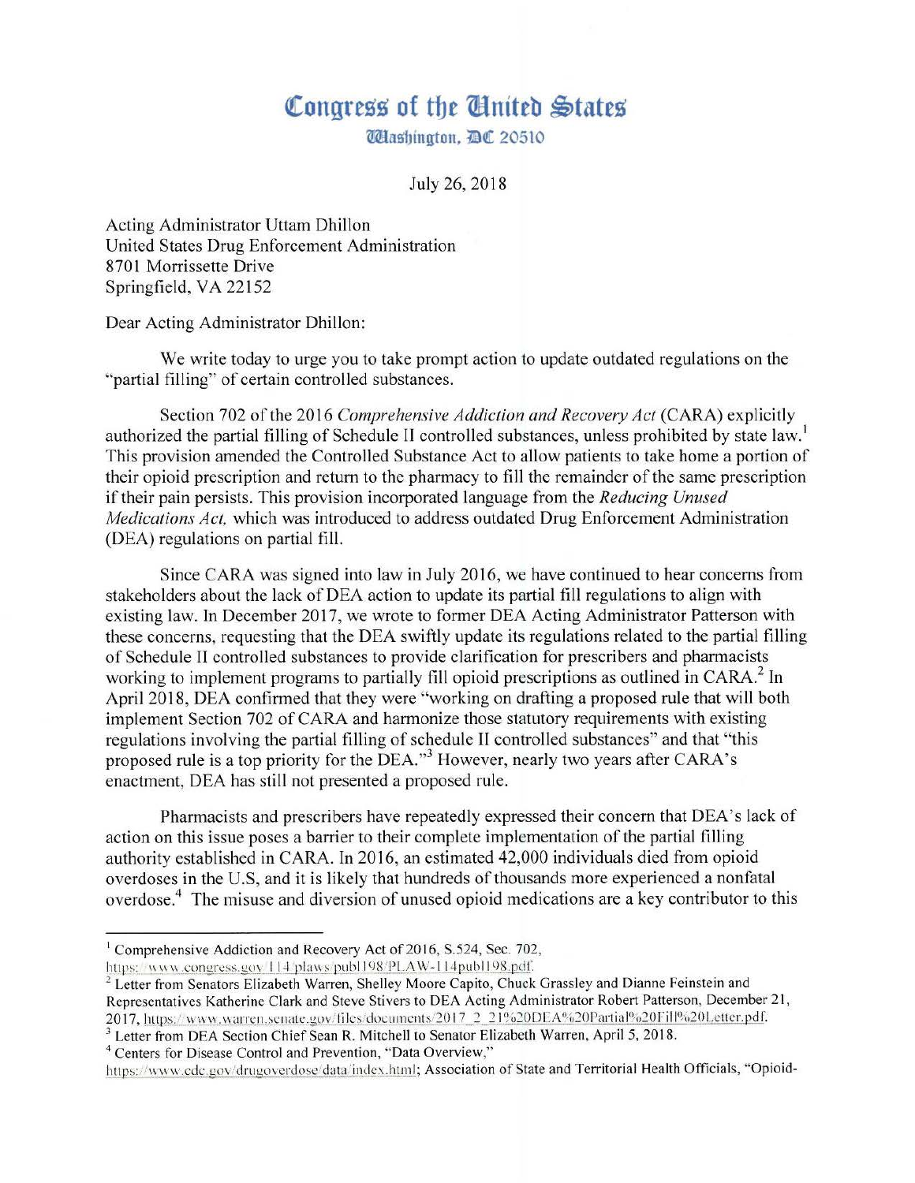# Congress of the United States

Washington, DC 20510

July 26, 2018

Acting Administrator Uttam Dhillon
United States Drug Enforcement Administration
8701 Morrissette Drive
Springfield, VA 22152

Dear Acting Administrator Dhillon:

We write today to urge you to take prompt action to update outdated regulations on the "partial filling" of certain controlled substances.

Section 702 of the 2016 *Comprehensive Addiction and Recovery Act* (CARA) explicitly authorized the partial filling of Schedule II controlled substances, unless prohibited by state law.[1] This provision amended the Controlled Substance Act to allow patients to take home a portion of their opioid prescription and return to the pharmacy to fill the remainder of the same prescription if their pain persists. This provision incorporated language from the *Reducing Unused Medications Act,* which was introduced to address outdated Drug Enforcement Administration (DEA) regulations on partial fill.

Since CARA was signed into law in July 2016, we have continued to hear concerns from stakeholders about the lack of DEA action to update its partial fill regulations to align with existing law. In December 2017, we wrote to former DEA Acting Administrator Patterson with these concerns, requesting that the DEA swiftly update its regulations related to the partial filling of Schedule II controlled substances to provide clarification for prescribers and pharmacists working to implement programs to partially fill opioid prescriptions as outlined in CARA.[2] In April 2018, DEA confirmed that they were "working on drafting a proposed rule that will both implement Section 702 of CARA and harmonize those statutory requirements with existing regulations involving the partial filling of schedule II controlled substances" and that "this proposed rule is a top priority for the DEA."[3] However, nearly two years after CARA's enactment, DEA has still not presented a proposed rule.

Pharmacists and prescribers have repeatedly expressed their concern that DEA's lack of action on this issue poses a barrier to their complete implementation of the partial filling authority established in CARA. In 2016, an estimated 42,000 individuals died from opioid overdoses in the U.S, and it is likely that hundreds of thousands more experienced a nonfatal overdose.[4] The misuse and diversion of unused opioid medications are a key contributor to this

---

[1] Comprehensive Addiction and Recovery Act of 2016, S.524, Sec. 702, https://www.congress.gov/114/plaws/publ198/PLAW-114publ198.pdf.

[2] Letter from Senators Elizabeth Warren, Shelley Moore Capito, Chuck Grassley and Dianne Feinstein and Representatives Katherine Clark and Steve Stivers to DEA Acting Administrator Robert Patterson, December 21, 2017, https://www.warren.senate.gov/files/documents/2017_2_21%20DEA%20Partial%20Fill%20Letter.pdf.

[3] Letter from DEA Section Chief Sean R. Mitchell to Senator Elizabeth Warren, April 5, 2018.

[4] Centers for Disease Control and Prevention, "Data Overview," https://www.cdc.gov/drugoverdose/data/index.html; Association of State and Territorial Health Officials, "Opioid-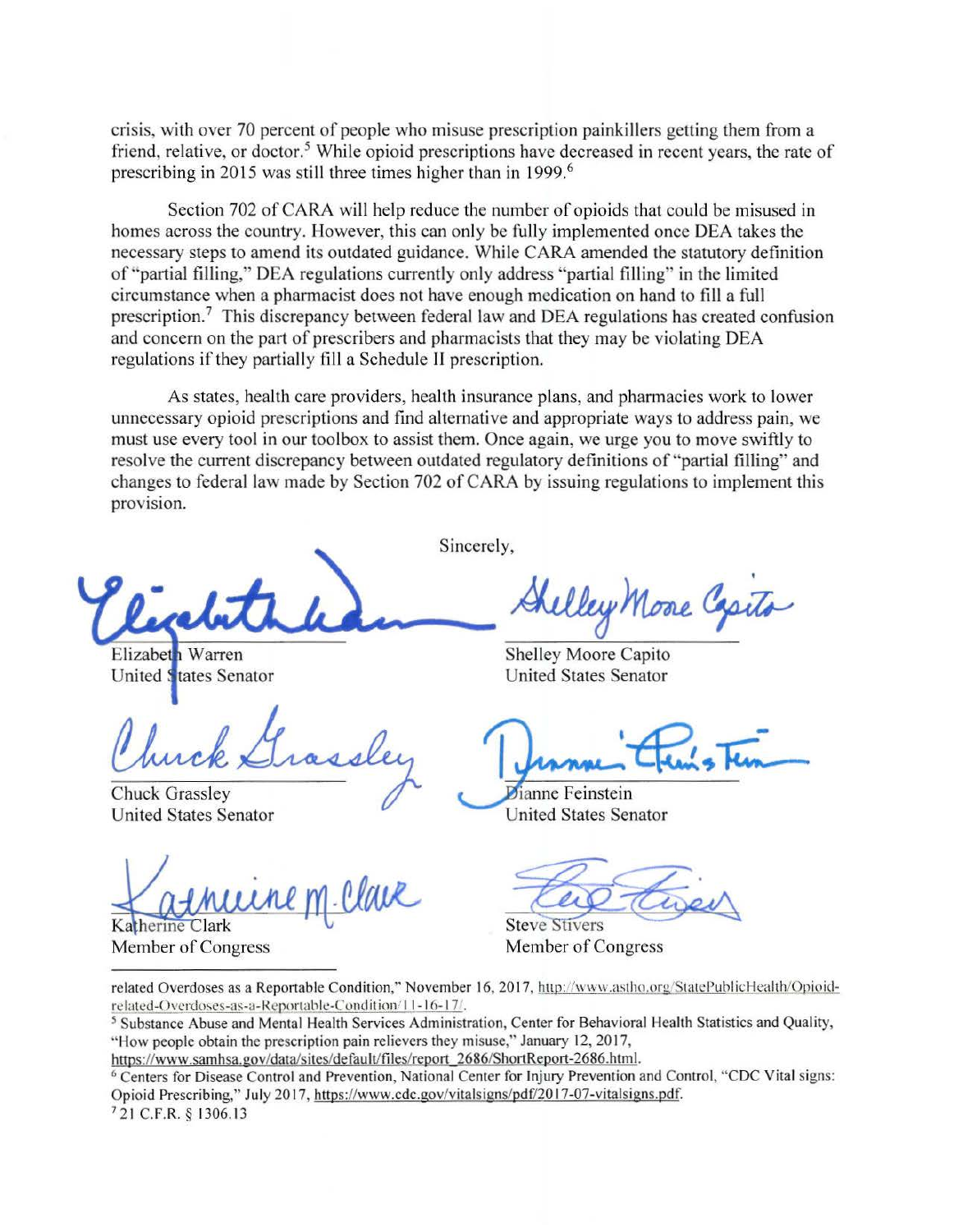crisis, with over 70 percent of people who misuse prescription painkillers getting them from a friend, relative, or doctor.[5] While opioid prescriptions have decreased in recent years, the rate of prescribing in 2015 was still three times higher than in 1999.[6]

Section 702 of CARA will help reduce the number of opioids that could be misused in homes across the country. However, this can only be fully implemented once DEA takes the necessary steps to amend its outdated guidance. While CARA amended the statutory definition of "partial filling," DEA regulations currently only address "partial filling" in the limited circumstance when a pharmacist does not have enough medication on hand to fill a full prescription.[7] This discrepancy between federal law and DEA regulations has created confusion and concern on the part of prescribers and pharmacists that they may be violating DEA regulations if they partially fill a Schedule II prescription.

As states, health care providers, health insurance plans, and pharmacies work to lower unnecessary opioid prescriptions and find alternative and appropriate ways to address pain, we must use every tool in our toolbox to assist them. Once again, we urge you to move swiftly to resolve the current discrepancy between outdated regulatory definitions of "partial filling" and changes to federal law made by Section 702 of CARA by issuing regulations to implement this provision.

Sincerely,

Elizabeth Warren
United States Senator

Shelley Moore Capito
United States Senator

Chuck Grassley
United States Senator

Dianne Feinstein
United States Senator

Katherine Clark
Member of Congress

Steve Stivers
Member of Congress

---

related Overdoses as a Reportable Condition," November 16, 2017, http://www.astho.org/StatePublicHealth/Opioid-related-Overdoses-as-a-Reportable-Condition/11-16-17/.

[5] Substance Abuse and Mental Health Services Administration, Center for Behavioral Health Statistics and Quality, "How people obtain the prescription pain relievers they misuse," January 12, 2017, https://www.samhsa.gov/data/sites/default/files/report_2686/ShortReport-2686.html.

[6] Centers for Disease Control and Prevention, National Center for Injury Prevention and Control, "CDC Vital signs: Opioid Prescribing," July 2017, https://www.cdc.gov/vitalsigns/pdf/2017-07-vitalsigns.pdf.

[7] 21 C.F.R. § 1306.13